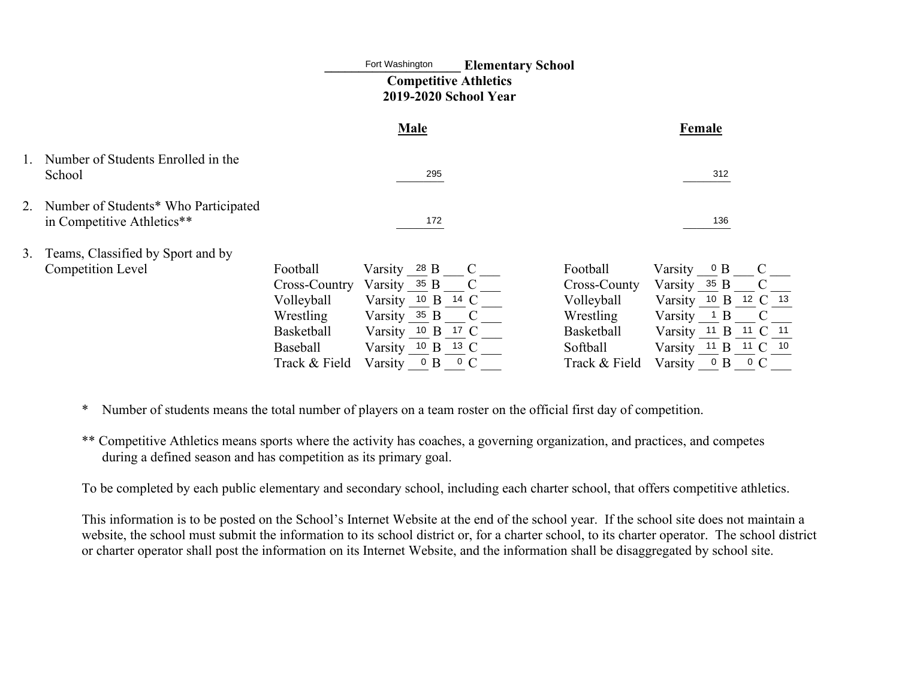# Fort Washington Elementary School
## Competitive Athletics
## 2019-2020 School Year

| | | **Male** | | **Female** |
|---|---|---|---|---|
| 1. Number of Students Enrolled in the School | | 295 | | 312 |
| 2. Number of Students* Who Participated in Competitive Athletics** | | 172 | | 136 |

3. Teams, Classified by Sport and by Competition Level

| Male Sport | Varsity | B | C | Female Sport | Varsity | B | C |
|---|---|---|---|---|---|---|---|
| Football | 28 | | | Football | 0 | | |
| Cross-Country | 35 | | | Cross-County | 35 | | |
| Volleyball | 10 | 14 | | Volleyball | 10 | 12 | 13 |
| Wrestling | 35 | | | Wrestling | 1 | | |
| Basketball | 10 | 17 | | Basketball | 11 | 11 | 11 |
| Baseball | 10 | 13 | | Softball | 11 | 11 | 10 |
| Track & Field | 0 | 0 | | Track & Field | 0 | 0 | |

* Number of students means the total number of players on a team roster on the official first day of competition.

** Competitive Athletics means sports where the activity has coaches, a governing organization, and practices, and competes during a defined season and has competition as its primary goal.

To be completed by each public elementary and secondary school, including each charter school, that offers competitive athletics.

This information is to be posted on the School's Internet Website at the end of the school year. If the school site does not maintain a website, the school must submit the information to its school district or, for a charter school, to its charter operator. The school district or charter operator shall post the information on its Internet Website, and the information shall be disaggregated by school site.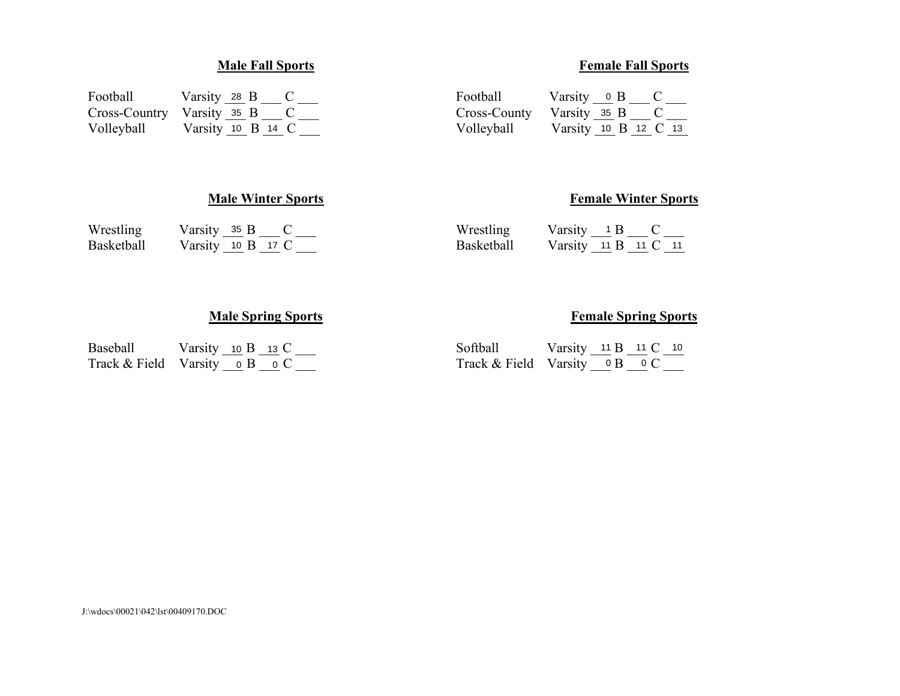**Male Fall Sports**

Football Varsity 28 B ___ C ___
Cross-Country Varsity 35 B ___ C ___
Volleyball Varsity 10 B 14 C ___

**Female Fall Sports**

Football Varsity 0 B ___ C ___
Cross-County Varsity 35 B ___ C ___
Volleyball Varsity 10 B 12 C 13

**Male Winter Sports**

Wrestling Varsity 35 B ___ C ___
Basketball Varsity 10 B 17 C ___

**Female Winter Sports**

Wrestling Varsity 1 B ___ C ___
Basketball Varsity 11 B 11 C 11

**Male Spring Sports**

Baseball Varsity 10 B 13 C ___
Track & Field Varsity 0 B 0 C ___

**Female Spring Sports**

Softball Varsity 11 B 11 C 10
Track & Field Varsity 0 B 0 C ___

J:\wdocs\00021\042\lst\00409170.DOC